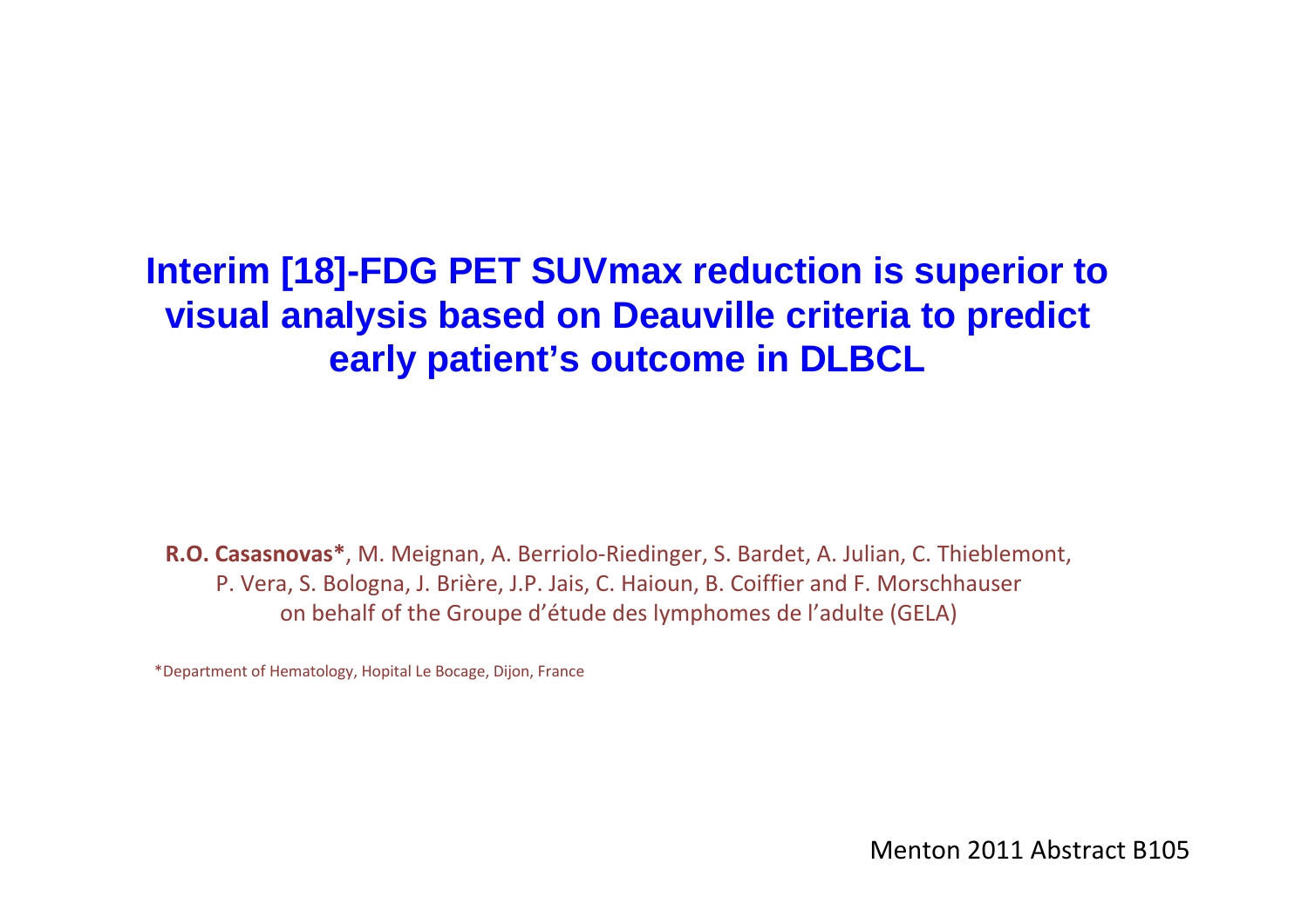# Interim [18]-FDG PET SUVmax reduction is superior to visual analysis based on Deauville criteria to predict early patient's outcome in DLBCL

**R.O. Casasnovas***, M. Meignan, A. Berriolo-Riedinger, S. Bardet, A. Julian, C. Thieblemont, P. Vera, S. Bologna, J. Brière, J.P. Jais, C. Haioun, B. Coiffier and F. Morschhauser on behalf of the Groupe d'étude des lymphomes de l'adulte (GELA)

*Department of Hematology, Hopital Le Bocage, Dijon, France

Menton 2011 Abstract B105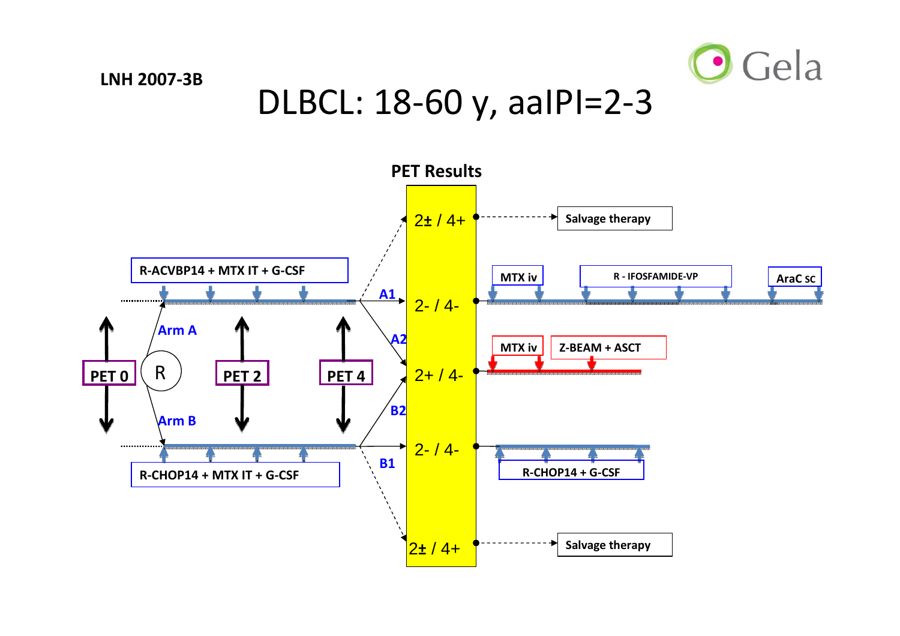LNH 2007-3B

# DLBCL: 18-60 y, aaIPI=2-3

**PET Results**

- PET 0 → R (randomization)
  - **Arm A**: R-ACVBP14 + MTX IT + G-CSF → PET 2 → PET 4
    - 2± / 4+ → Salvage therapy
    - **A1**: 2- / 4- → MTX iv → R - IFOSFAMIDE-VP → AraC sc
    - **A2**: 2+ / 4- → MTX iv → Z-BEAM + ASCT
  - **Arm B**: R-CHOP14 + MTX IT + G-CSF → PET 2 → PET 4
    - **B2**: 2+ / 4- → MTX iv → Z-BEAM + ASCT
    - **B1**: 2- / 4- → R-CHOP14 + G-CSF
    - 2± / 4+ → Salvage therapy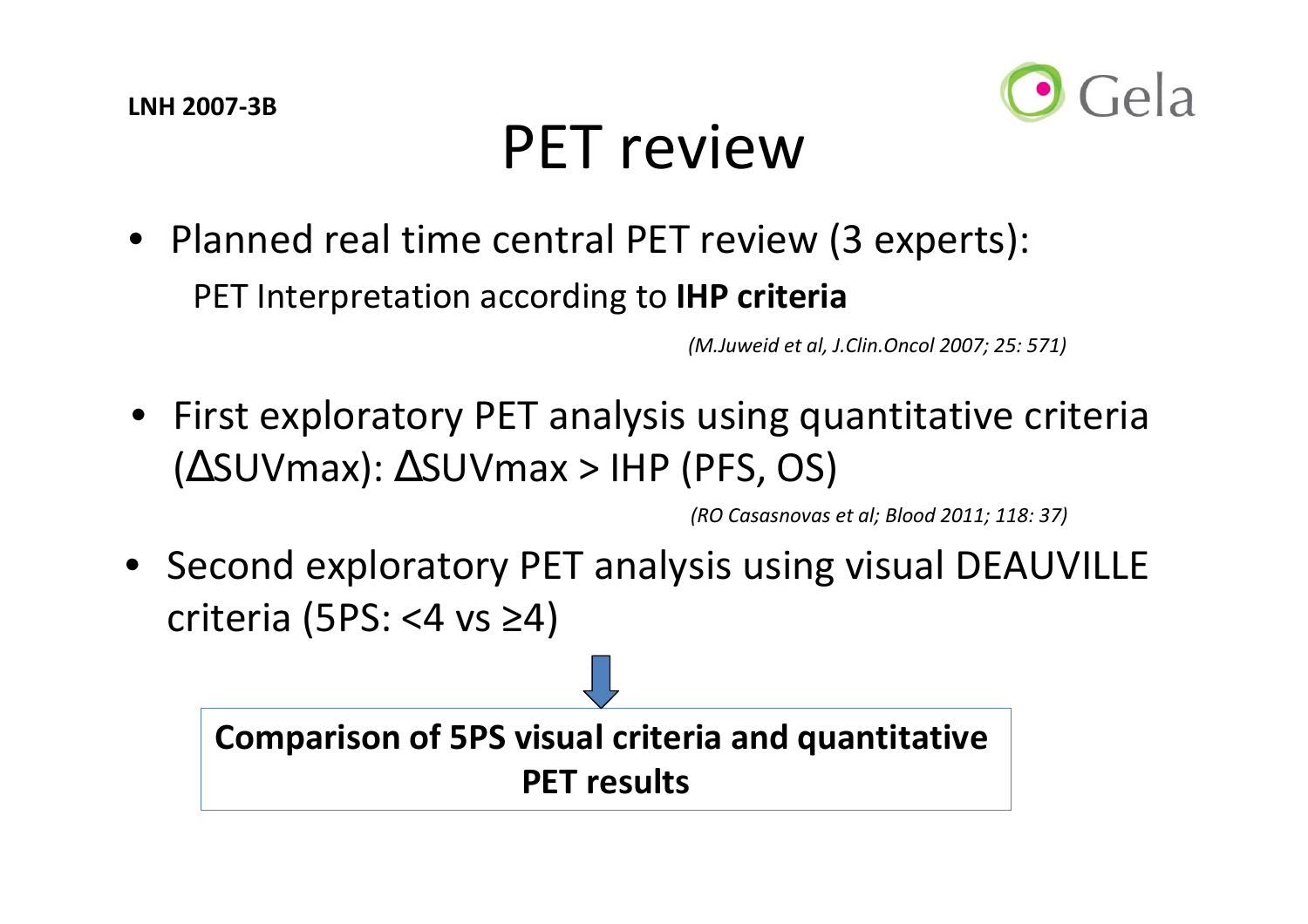LNH 2007-3B

# PET review

- Planned real time central PET review (3 experts):

  PET Interpretation according to **IHP criteria**

  *(M.Juweid et al, J.Clin.Oncol 2007; 25: 571)*

- First exploratory PET analysis using quantitative criteria ($\Delta$SUVmax): $\Delta$SUVmax > IHP (PFS, OS)

  *(RO Casasnovas et al; Blood 2011; 118: 37)*

- Second exploratory PET analysis using visual DEAUVILLE criteria (5PS: <4 vs ≥4)

**Comparison of 5PS visual criteria and quantitative PET results**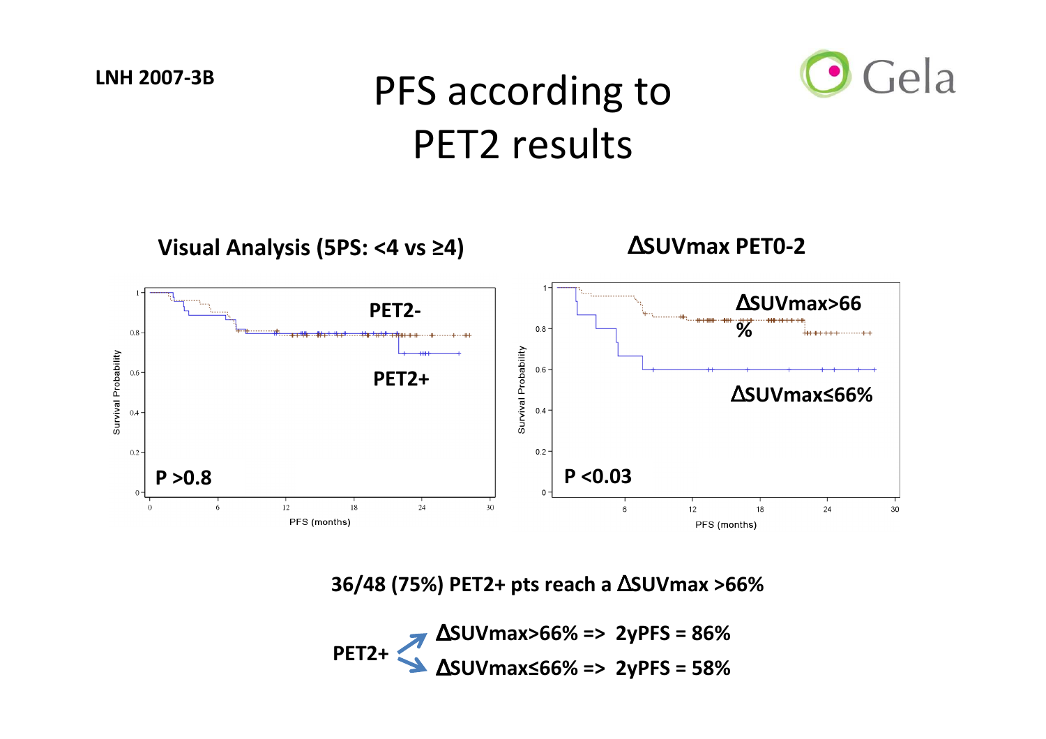LNH 2007-3B

# PFS according to PET2 results

**Visual Analysis (5PS: <4 vs ≥4)**

PET2-

PET2+

**P >0.8**

**ΔSUVmax PET0-2**

ΔSUVmax>66%

ΔSUVmax≤66%

**P <0.03**

**36/48 (75%) PET2+ pts reach a ΔSUVmax >66%**

**PET2+**
- **ΔSUVmax>66% => 2yPFS = 86%**
- **ΔSUVmax≤66% => 2yPFS = 58%**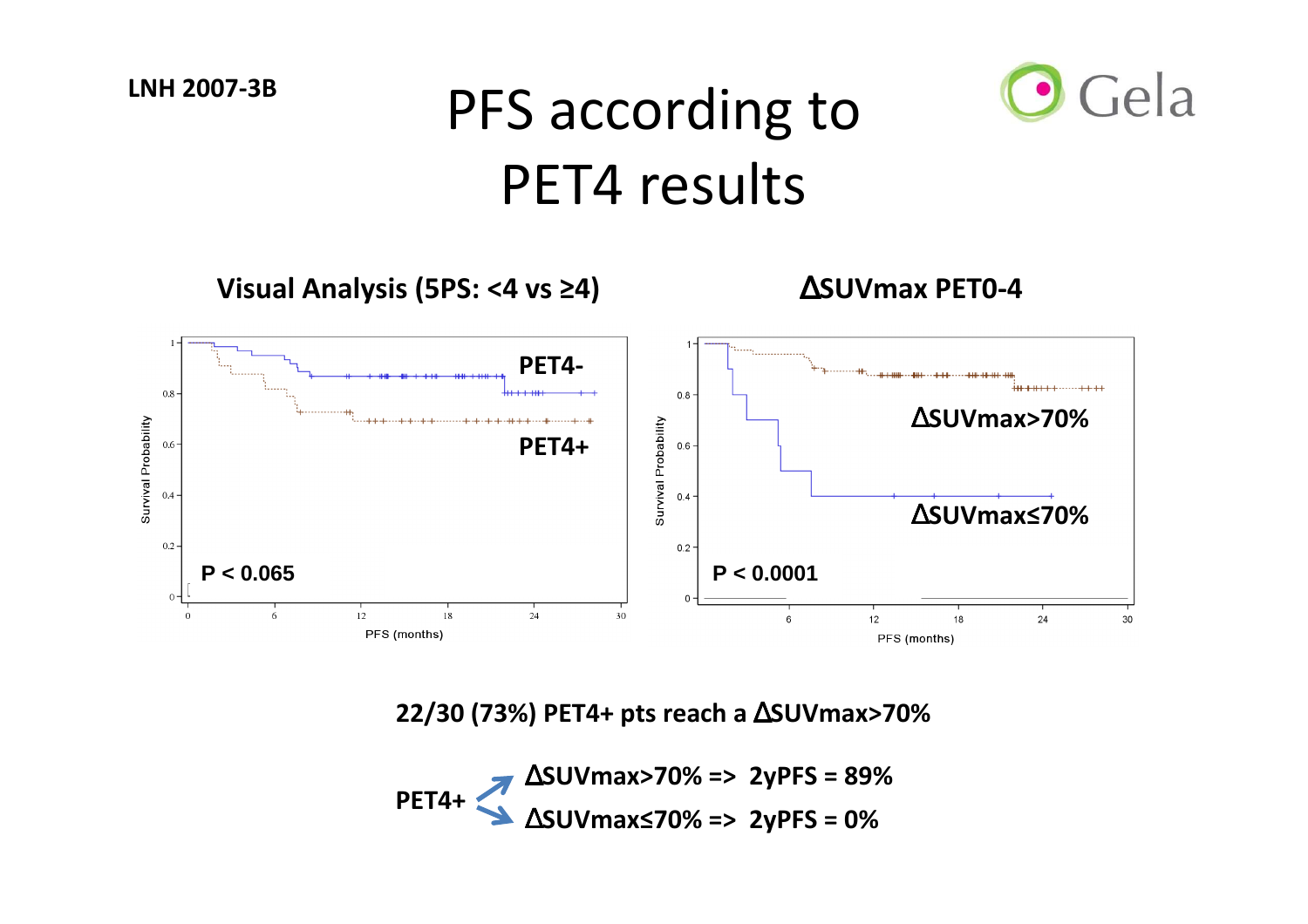LNH 2007-3B

# PFS according to PET4 results

Gela

### Visual Analysis (5PS: <4 vs ≥4)

Survival Probability

PET4-

PET4+

P < 0.065

PFS (months)

### ΔSUVmax PET0-4

Survival Probability

ΔSUVmax>70%

ΔSUVmax≤70%

P < 0.0001

PFS (months)

**22/30 (73%) PET4+ pts reach a ΔSUVmax>70%**

**PET4+**
- **ΔSUVmax>70% => 2yPFS = 89%**
- **ΔSUVmax≤70% => 2yPFS = 0%**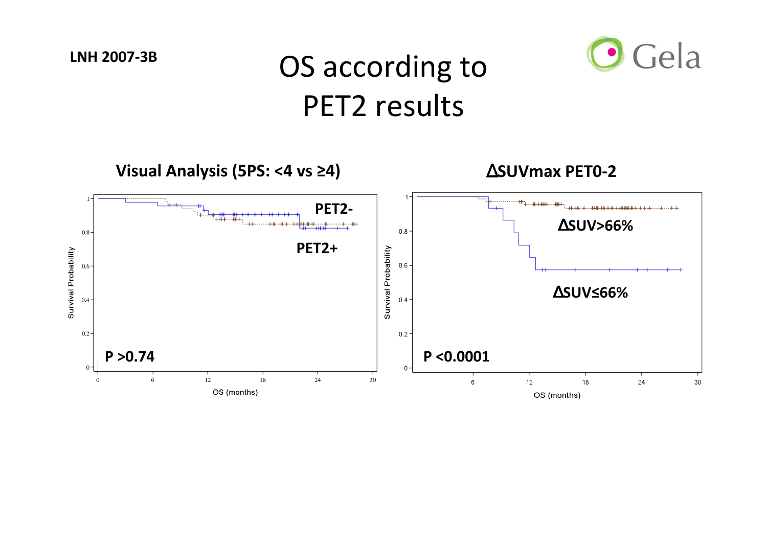LNH 2007-3B

# OS according to PET2 results

### Visual Analysis (5PS: <4 vs ≥4)

PET2-

PET2+

P >0.74

Survival Probability

OS (months)

### ΔSUVmax PET0-2

ΔSUV>66%

ΔSUV≤66%

P <0.0001

Survival Probability

OS (months)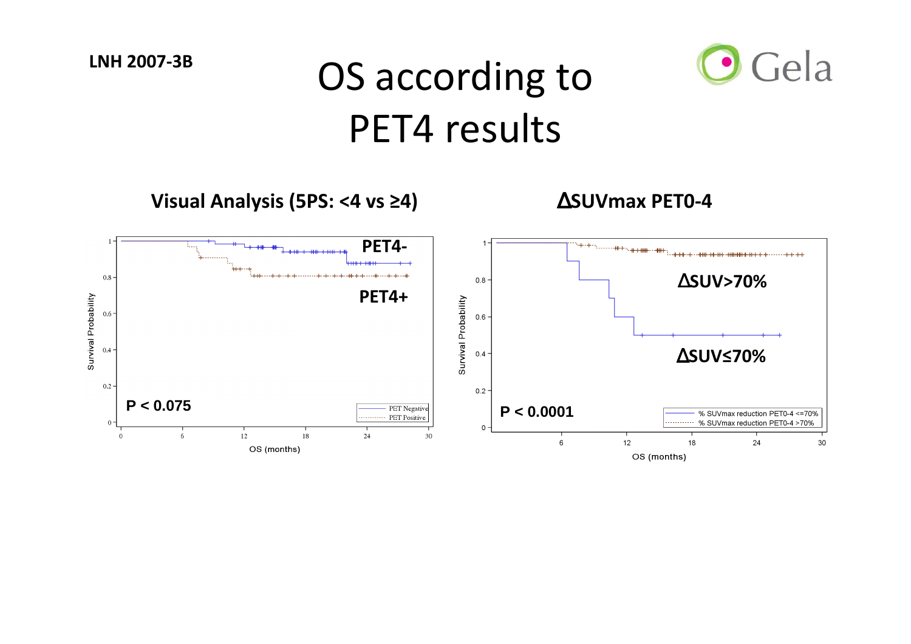LNH 2007-3B

# OS according to PET4 results

Gela

### Visual Analysis (5PS: <4 vs ≥4)

PET4-

PET4+

P < 0.075

PET Negative
PET Positive

Survival Probability

OS (months)

### ΔSUVmax PET0-4

ΔSUV>70%

ΔSUV≤70%

P < 0.0001

% SUVmax reduction PET0-4 <=70%
% SUVmax reduction PET0-4 >70%

Survival Probability

OS (months)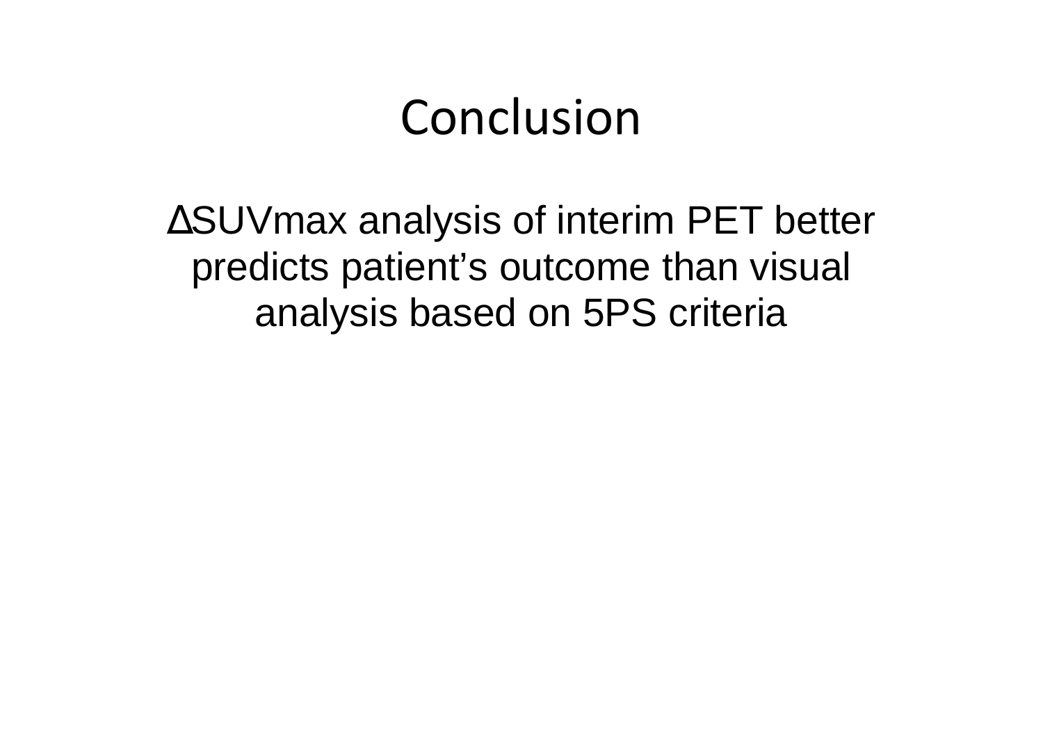# Conclusion

$\Delta$SUVmax analysis of interim PET better predicts patient's outcome than visual analysis based on 5PS criteria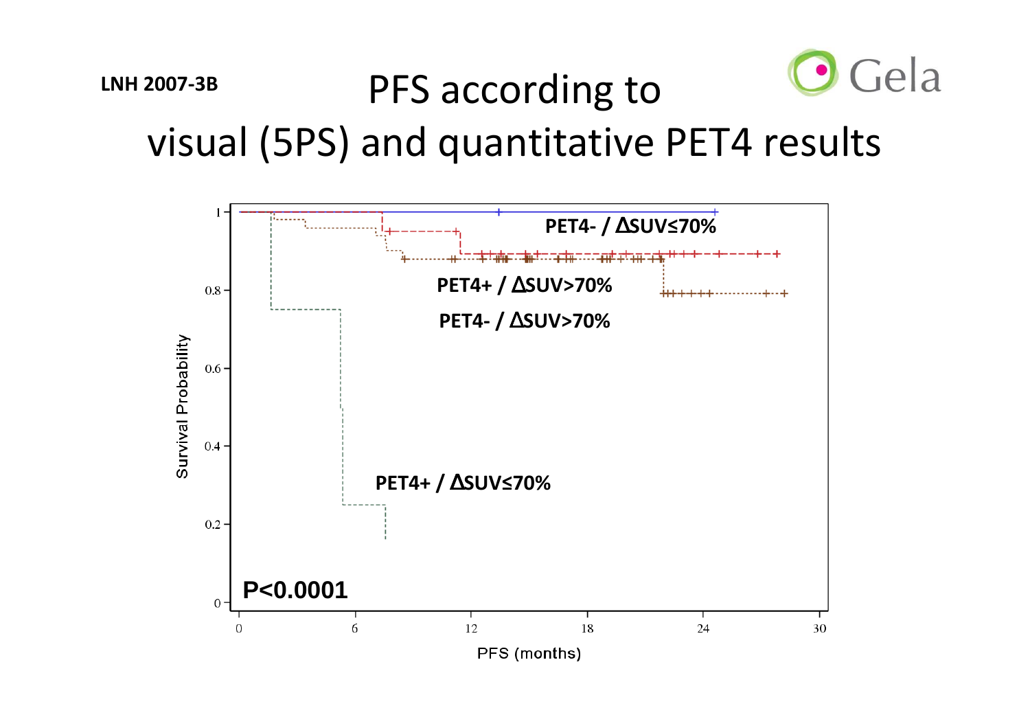LNH 2007-3B

# PFS according to visual (5PS) and quantitative PET4 results

Gela

PET4- / ΔSUV≤70%

PET4+ / ΔSUV>70%

PET4- / ΔSUV>70%

PET4+ / ΔSUV≤70%

P<0.0001

Survival Probability

1

0.8

0.6

0.4

0.2

0

PFS (months)

0

6

12

18

24

30